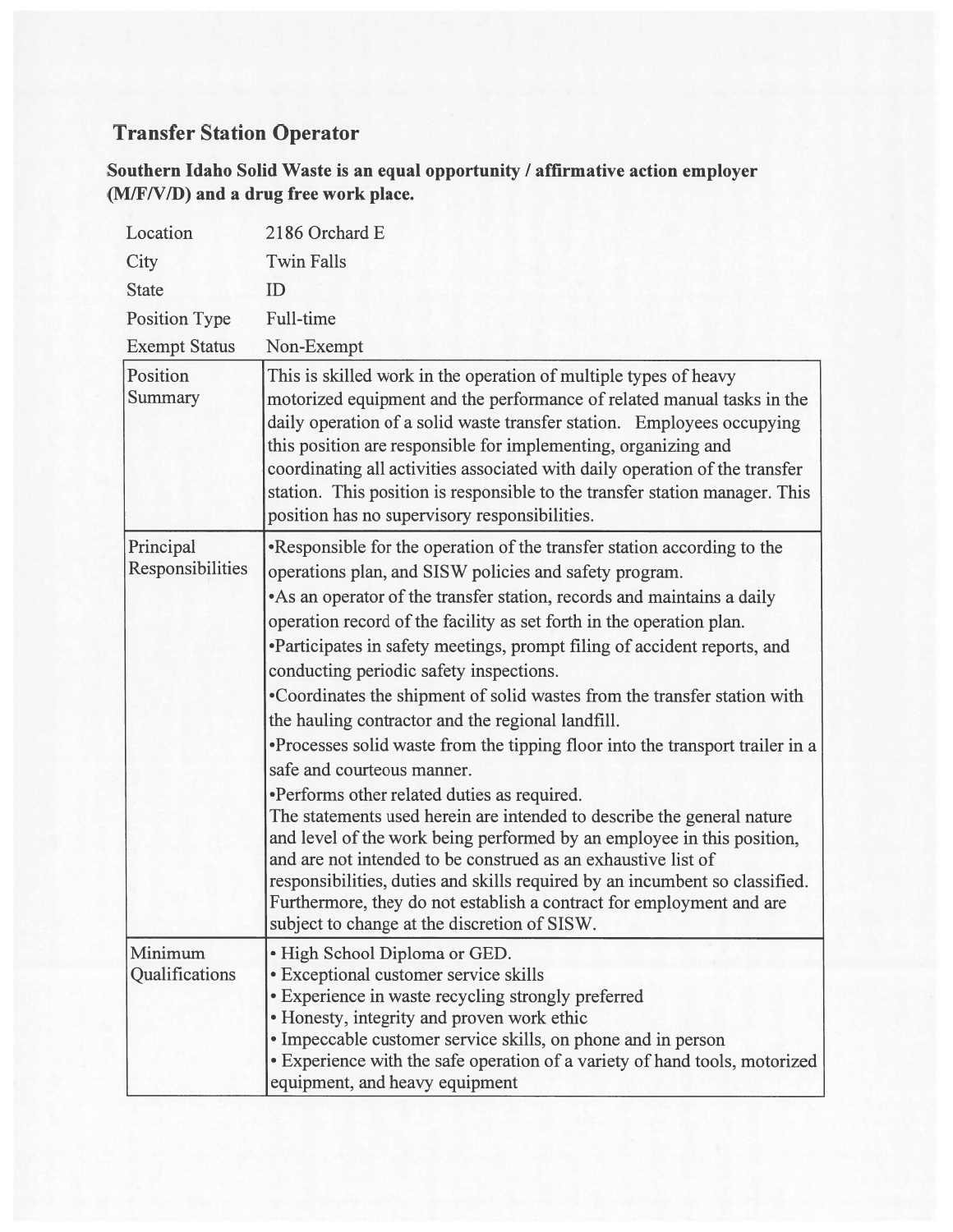## Transfer Station Operator

**Southern Idaho Solid Waste is an equal opportunity / affirmative action employer (M/F/V/D) and a drug free work place.**

| | |
|---|---|
| Location | 2186 Orchard E |
| City | Twin Falls |
| State | ID |
| Position Type | Full-time |
| Exempt Status | Non-Exempt |
| Position Summary | This is skilled work in the operation of multiple types of heavy motorized equipment and the performance of related manual tasks in the daily operation of a solid waste transfer station. Employees occupying this position are responsible for implementing, organizing and coordinating all activities associated with daily operation of the transfer station. This position is responsible to the transfer station manager. This position has no supervisory responsibilities. |
| Principal Responsibilities | •Responsible for the operation of the transfer station according to the operations plan, and SISW policies and safety program.<br>•As an operator of the transfer station, records and maintains a daily operation record of the facility as set forth in the operation plan.<br>•Participates in safety meetings, prompt filing of accident reports, and conducting periodic safety inspections.<br>•Coordinates the shipment of solid wastes from the transfer station with the hauling contractor and the regional landfill.<br>•Processes solid waste from the tipping floor into the transport trailer in a safe and courteous manner.<br>•Performs other related duties as required.<br>The statements used herein are intended to describe the general nature and level of the work being performed by an employee in this position, and are not intended to be construed as an exhaustive list of responsibilities, duties and skills required by an incumbent so classified. Furthermore, they do not establish a contract for employment and are subject to change at the discretion of SISW. |
| Minimum Qualifications | • High School Diploma or GED.<br>• Exceptional customer service skills<br>• Experience in waste recycling strongly preferred<br>• Honesty, integrity and proven work ethic<br>• Impeccable customer service skills, on phone and in person<br>• Experience with the safe operation of a variety of hand tools, motorized equipment, and heavy equipment |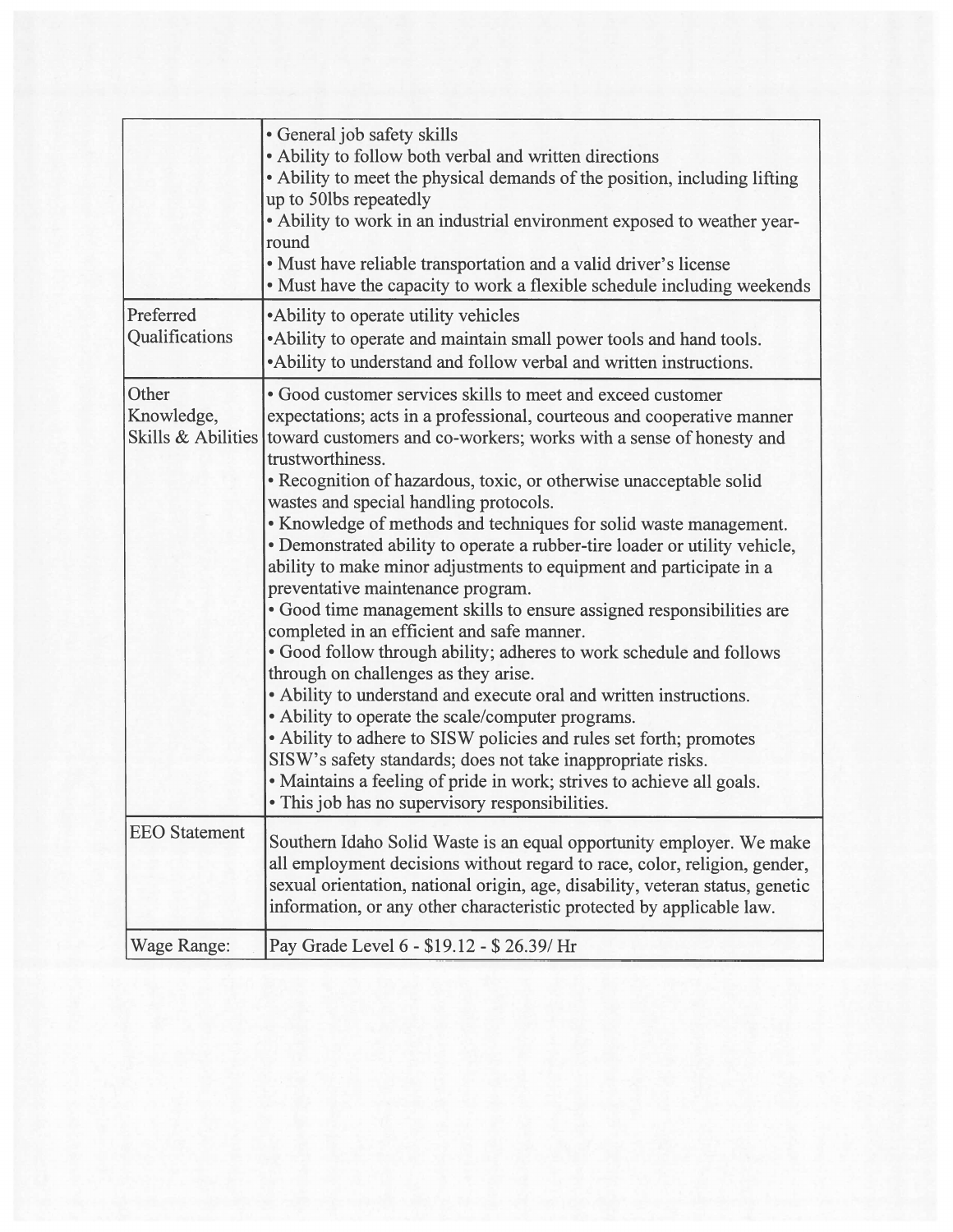| | |
|---|---|
| | • General job safety skills<br>• Ability to follow both verbal and written directions<br>• Ability to meet the physical demands of the position, including lifting up to 50lbs repeatedly<br>• Ability to work in an industrial environment exposed to weather year-round<br>• Must have reliable transportation and a valid driver's license<br>• Must have the capacity to work a flexible schedule including weekends |
| Preferred Qualifications | •Ability to operate utility vehicles<br>•Ability to operate and maintain small power tools and hand tools.<br>•Ability to understand and follow verbal and written instructions. |
| Other Knowledge, Skills & Abilities | • Good customer services skills to meet and exceed customer expectations; acts in a professional, courteous and cooperative manner toward customers and co-workers; works with a sense of honesty and trustworthiness.<br>• Recognition of hazardous, toxic, or otherwise unacceptable solid wastes and special handling protocols.<br>• Knowledge of methods and techniques for solid waste management.<br>• Demonstrated ability to operate a rubber-tire loader or utility vehicle, ability to make minor adjustments to equipment and participate in a preventative maintenance program.<br>• Good time management skills to ensure assigned responsibilities are completed in an efficient and safe manner.<br>• Good follow through ability; adheres to work schedule and follows through on challenges as they arise.<br>• Ability to understand and execute oral and written instructions.<br>• Ability to operate the scale/computer programs.<br>• Ability to adhere to SISW policies and rules set forth; promotes SISW's safety standards; does not take inappropriate risks.<br>• Maintains a feeling of pride in work; strives to achieve all goals.<br>• This job has no supervisory responsibilities. |
| EEO Statement | Southern Idaho Solid Waste is an equal opportunity employer. We make all employment decisions without regard to race, color, religion, gender, sexual orientation, national origin, age, disability, veteran status, genetic information, or any other characteristic protected by applicable law. |
| Wage Range: | Pay Grade Level 6 - $19.12 - $ 26.39/ Hr |